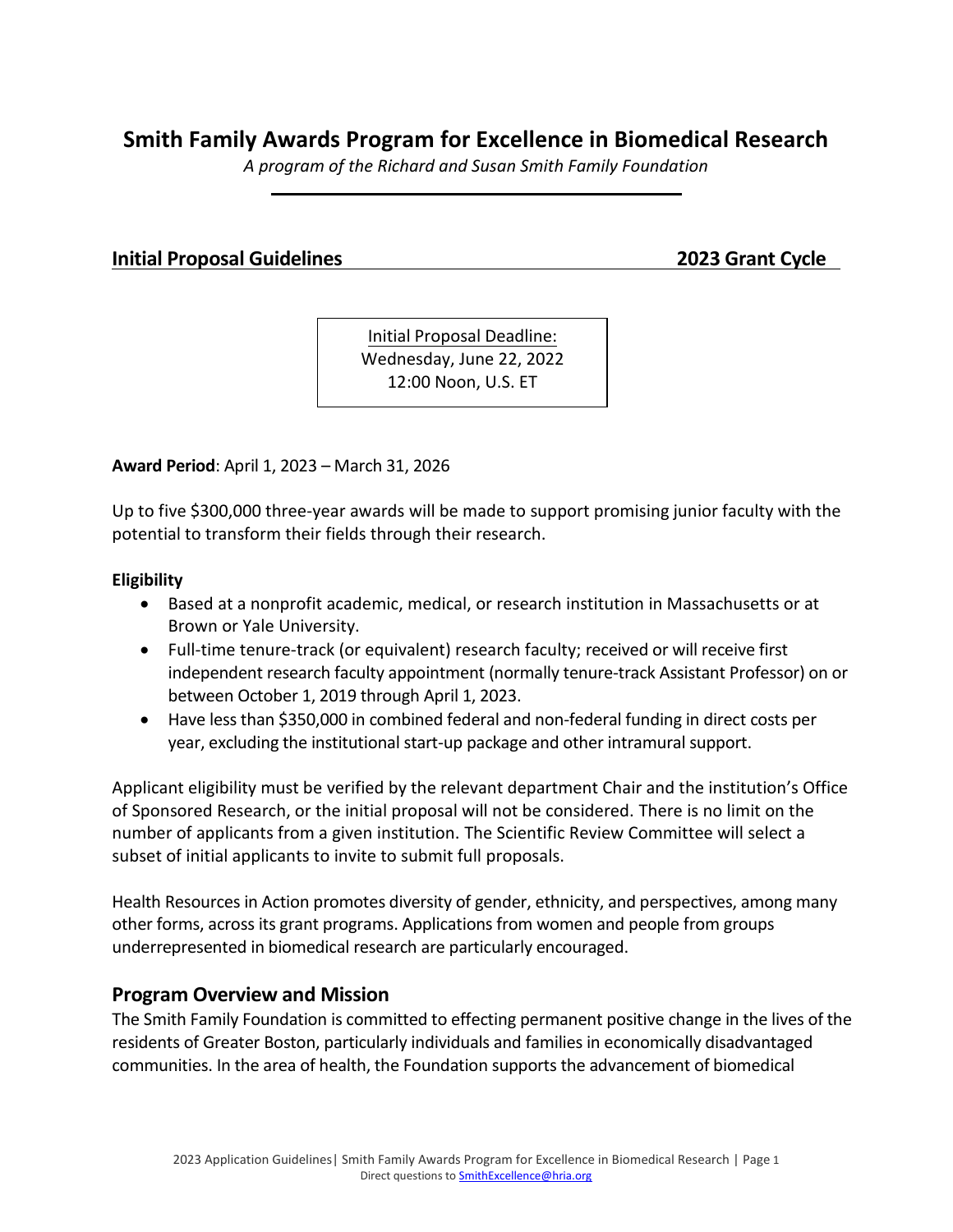# Smith Family Awards Program for Excellence in Biomedical Research

*A program of the Richard and Susan Smith Family Foundation*

## Initial Proposal Guidelines 2023 Grant Cycle

Initial Proposal Deadline:
Wednesday, June 22, 2022
12:00 Noon, U.S. ET

**Award Period**: April 1, 2023 – March 31, 2026

Up to five $300,000 three-year awards will be made to support promising junior faculty with the potential to transform their fields through their research.

**Eligibility**

- Based at a nonprofit academic, medical, or research institution in Massachusetts or at Brown or Yale University.
- Full-time tenure-track (or equivalent) research faculty; received or will receive first independent research faculty appointment (normally tenure-track Assistant Professor) on or between October 1, 2019 through April 1, 2023.
- Have less than $350,000 in combined federal and non-federal funding in direct costs per year, excluding the institutional start-up package and other intramural support.

Applicant eligibility must be verified by the relevant department Chair and the institution's Office of Sponsored Research, or the initial proposal will not be considered. There is no limit on the number of applicants from a given institution. The Scientific Review Committee will select a subset of initial applicants to invite to submit full proposals.

Health Resources in Action promotes diversity of gender, ethnicity, and perspectives, among many other forms, across its grant programs. Applications from women and people from groups underrepresented in biomedical research are particularly encouraged.

## Program Overview and Mission

The Smith Family Foundation is committed to effecting permanent positive change in the lives of the residents of Greater Boston, particularly individuals and families in economically disadvantaged communities. In the area of health, the Foundation supports the advancement of biomedical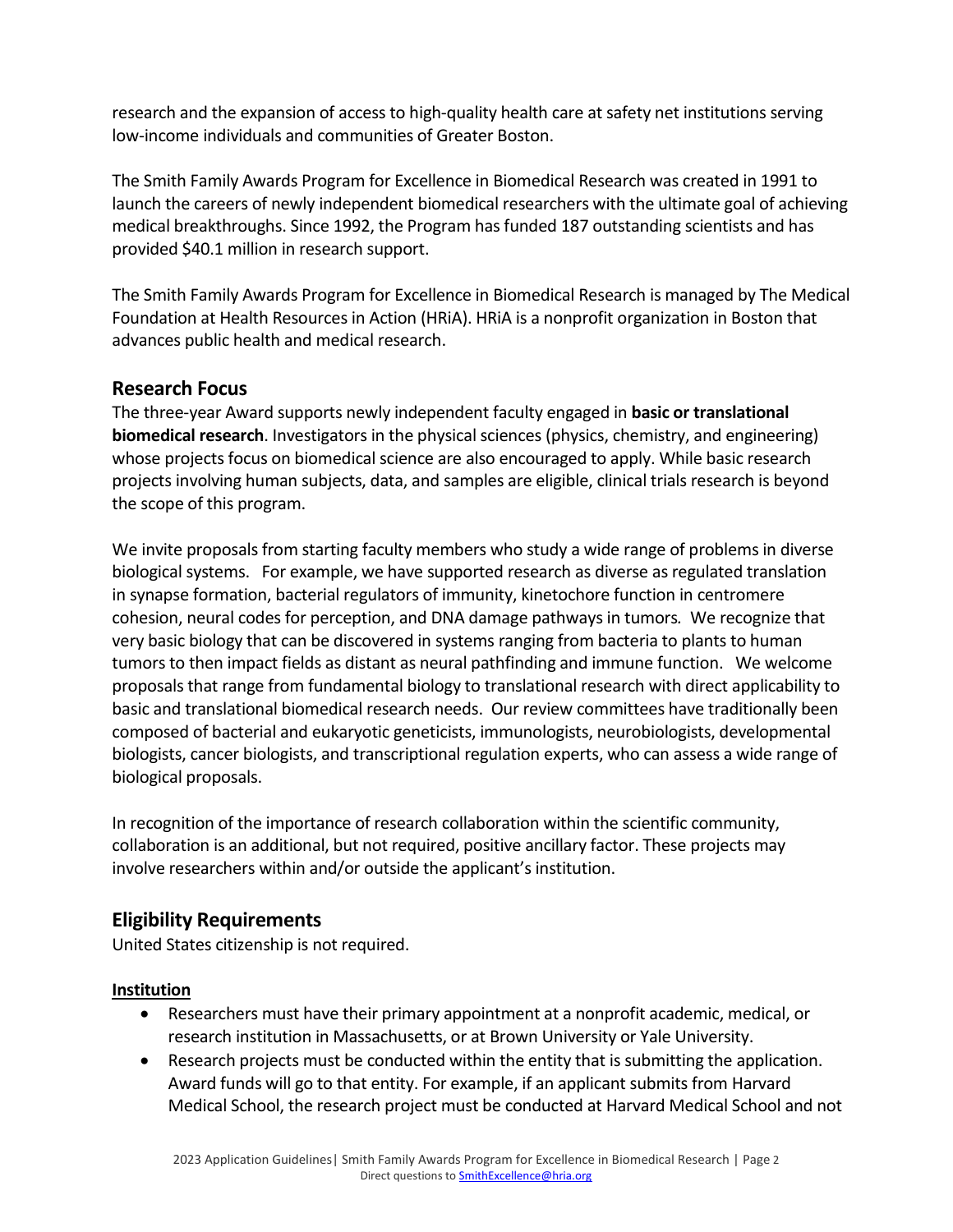research and the expansion of access to high-quality health care at safety net institutions serving low-income individuals and communities of Greater Boston.

The Smith Family Awards Program for Excellence in Biomedical Research was created in 1991 to launch the careers of newly independent biomedical researchers with the ultimate goal of achieving medical breakthroughs. Since 1992, the Program has funded 187 outstanding scientists and has provided $40.1 million in research support.

The Smith Family Awards Program for Excellence in Biomedical Research is managed by The Medical Foundation at Health Resources in Action (HRiA). HRiA is a nonprofit organization in Boston that advances public health and medical research.

## Research Focus

The three-year Award supports newly independent faculty engaged in **basic or translational biomedical research**. Investigators in the physical sciences (physics, chemistry, and engineering) whose projects focus on biomedical science are also encouraged to apply. While basic research projects involving human subjects, data, and samples are eligible, clinical trials research is beyond the scope of this program.

We invite proposals from starting faculty members who study a wide range of problems in diverse biological systems. For example, we have supported research as diverse as regulated translation in synapse formation, bacterial regulators of immunity, kinetochore function in centromere cohesion, neural codes for perception, and DNA damage pathways in tumors. We recognize that very basic biology that can be discovered in systems ranging from bacteria to plants to human tumors to then impact fields as distant as neural pathfinding and immune function. We welcome proposals that range from fundamental biology to translational research with direct applicability to basic and translational biomedical research needs. Our review committees have traditionally been composed of bacterial and eukaryotic geneticists, immunologists, neurobiologists, developmental biologists, cancer biologists, and transcriptional regulation experts, who can assess a wide range of biological proposals.

In recognition of the importance of research collaboration within the scientific community, collaboration is an additional, but not required, positive ancillary factor. These projects may involve researchers within and/or outside the applicant's institution.

## Eligibility Requirements

United States citizenship is not required.

**Institution**

- Researchers must have their primary appointment at a nonprofit academic, medical, or research institution in Massachusetts, or at Brown University or Yale University.
- Research projects must be conducted within the entity that is submitting the application. Award funds will go to that entity. For example, if an applicant submits from Harvard Medical School, the research project must be conducted at Harvard Medical School and not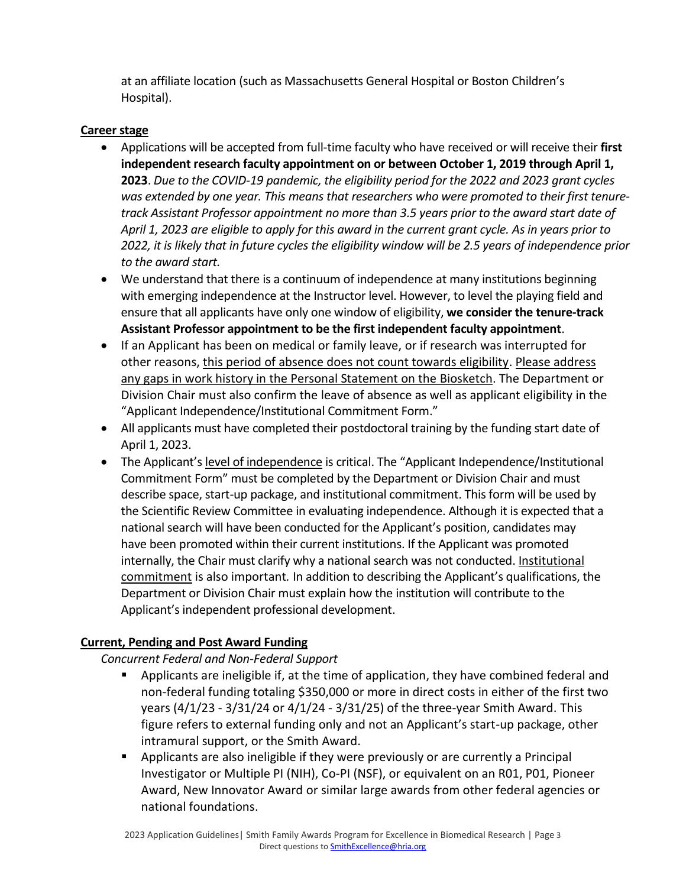at an affiliate location (such as Massachusetts General Hospital or Boston Children's Hospital).

**Career stage**

- Applications will be accepted from full-time faculty who have received or will receive their **first independent research faculty appointment on or between October 1, 2019 through April 1, 2023**. *Due to the COVID-19 pandemic, the eligibility period for the 2022 and 2023 grant cycles was extended by one year. This means that researchers who were promoted to their first tenure-track Assistant Professor appointment no more than 3.5 years prior to the award start date of April 1, 2023 are eligible to apply for this award in the current grant cycle. As in years prior to 2022, it is likely that in future cycles the eligibility window will be 2.5 years of independence prior to the award start.*
- We understand that there is a continuum of independence at many institutions beginning with emerging independence at the Instructor level. However, to level the playing field and ensure that all applicants have only one window of eligibility, **we consider the tenure-track Assistant Professor appointment to be the first independent faculty appointment**.
- If an Applicant has been on medical or family leave, or if research was interrupted for other reasons, this period of absence does not count towards eligibility. Please address any gaps in work history in the Personal Statement on the Biosketch. The Department or Division Chair must also confirm the leave of absence as well as applicant eligibility in the "Applicant Independence/Institutional Commitment Form."
- All applicants must have completed their postdoctoral training by the funding start date of April 1, 2023.
- The Applicant's level of independence is critical. The "Applicant Independence/Institutional Commitment Form" must be completed by the Department or Division Chair and must describe space, start-up package, and institutional commitment. This form will be used by the Scientific Review Committee in evaluating independence. Although it is expected that a national search will have been conducted for the Applicant's position, candidates may have been promoted within their current institutions. If the Applicant was promoted internally, the Chair must clarify why a national search was not conducted. Institutional commitment is also important. In addition to describing the Applicant's qualifications, the Department or Division Chair must explain how the institution will contribute to the Applicant's independent professional development.

**Current, Pending and Post Award Funding**

*Concurrent Federal and Non-Federal Support*

- Applicants are ineligible if, at the time of application, they have combined federal and non-federal funding totaling $350,000 or more in direct costs in either of the first two years (4/1/23 - 3/31/24 or 4/1/24 - 3/31/25) of the three-year Smith Award. This figure refers to external funding only and not an Applicant's start-up package, other intramural support, or the Smith Award.
- Applicants are also ineligible if they were previously or are currently a Principal Investigator or Multiple PI (NIH), Co-PI (NSF), or equivalent on an R01, P01, Pioneer Award, New Innovator Award or similar large awards from other federal agencies or national foundations.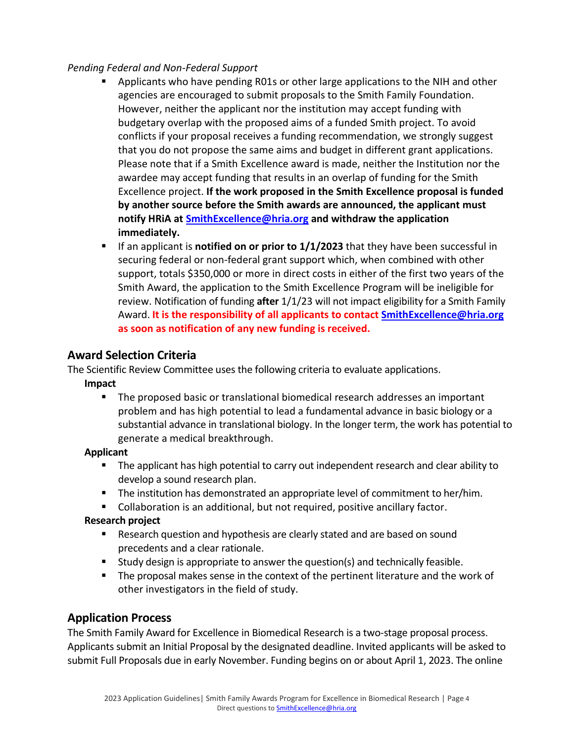*Pending Federal and Non-Federal Support*

- Applicants who have pending R01s or other large applications to the NIH and other agencies are encouraged to submit proposals to the Smith Family Foundation. However, neither the applicant nor the institution may accept funding with budgetary overlap with the proposed aims of a funded Smith project. To avoid conflicts if your proposal receives a funding recommendation, we strongly suggest that you do not propose the same aims and budget in different grant applications. Please note that if a Smith Excellence award is made, neither the Institution nor the awardee may accept funding that results in an overlap of funding for the Smith Excellence project. **If the work proposed in the Smith Excellence proposal is funded by another source before the Smith awards are announced, the applicant must notify HRiA at [SmithExcellence@hria.org](mailto:SmithExcellence@hria.org) and withdraw the application immediately.**
- If an applicant is **notified on or prior to 1/1/2023** that they have been successful in securing federal or non-federal grant support which, when combined with other support, totals $350,000 or more in direct costs in either of the first two years of the Smith Award, the application to the Smith Excellence Program will be ineligible for review. Notification of funding **after** 1/1/23 will not impact eligibility for a Smith Family Award. **It is the responsibility of all applicants to contact [SmithExcellence@hria.org](mailto:SmithExcellence@hria.org) as soon as notification of any new funding is received.**

## Award Selection Criteria

The Scientific Review Committee uses the following criteria to evaluate applications.

**Impact**

- The proposed basic or translational biomedical research addresses an important problem and has high potential to lead a fundamental advance in basic biology or a substantial advance in translational biology. In the longer term, the work has potential to generate a medical breakthrough.

**Applicant**

- The applicant has high potential to carry out independent research and clear ability to develop a sound research plan.
- The institution has demonstrated an appropriate level of commitment to her/him.
- Collaboration is an additional, but not required, positive ancillary factor.

**Research project**

- Research question and hypothesis are clearly stated and are based on sound precedents and a clear rationale.
- Study design is appropriate to answer the question(s) and technically feasible.
- The proposal makes sense in the context of the pertinent literature and the work of other investigators in the field of study.

## Application Process

The Smith Family Award for Excellence in Biomedical Research is a two-stage proposal process. Applicants submit an Initial Proposal by the designated deadline. Invited applicants will be asked to submit Full Proposals due in early November. Funding begins on or about April 1, 2023. The online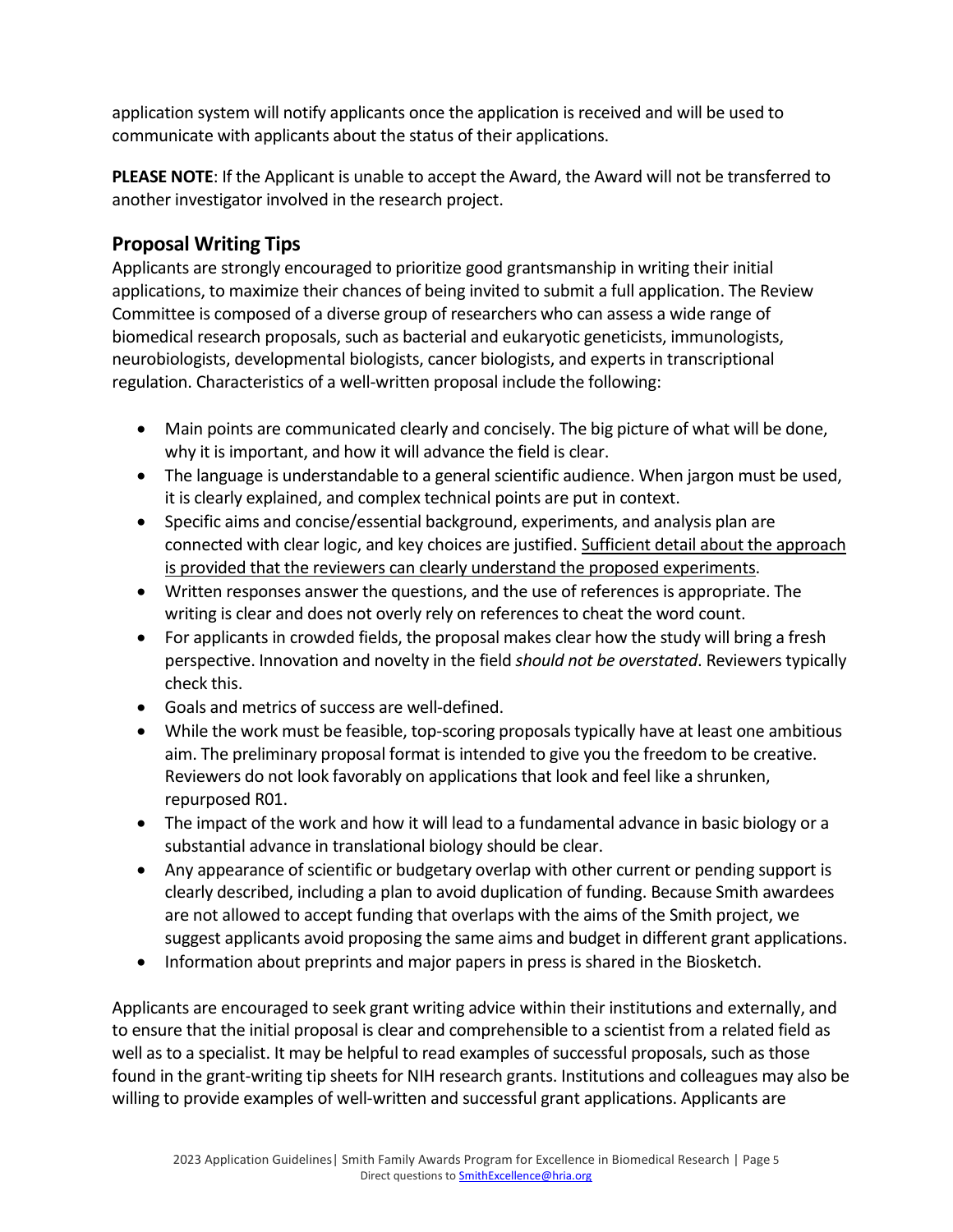application system will notify applicants once the application is received and will be used to communicate with applicants about the status of their applications.

**PLEASE NOTE**: If the Applicant is unable to accept the Award, the Award will not be transferred to another investigator involved in the research project.

## Proposal Writing Tips

Applicants are strongly encouraged to prioritize good grantsmanship in writing their initial applications, to maximize their chances of being invited to submit a full application. The Review Committee is composed of a diverse group of researchers who can assess a wide range of biomedical research proposals, such as bacterial and eukaryotic geneticists, immunologists, neurobiologists, developmental biologists, cancer biologists, and experts in transcriptional regulation. Characteristics of a well-written proposal include the following:

- Main points are communicated clearly and concisely. The big picture of what will be done, why it is important, and how it will advance the field is clear.
- The language is understandable to a general scientific audience. When jargon must be used, it is clearly explained, and complex technical points are put in context.
- Specific aims and concise/essential background, experiments, and analysis plan are connected with clear logic, and key choices are justified. <u>Sufficient detail about the approach is provided that the reviewers can clearly understand the proposed experiments</u>.
- Written responses answer the questions, and the use of references is appropriate. The writing is clear and does not overly rely on references to cheat the word count.
- For applicants in crowded fields, the proposal makes clear how the study will bring a fresh perspective. Innovation and novelty in the field *should not be overstated*. Reviewers typically check this.
- Goals and metrics of success are well-defined.
- While the work must be feasible, top-scoring proposals typically have at least one ambitious aim. The preliminary proposal format is intended to give you the freedom to be creative. Reviewers do not look favorably on applications that look and feel like a shrunken, repurposed R01.
- The impact of the work and how it will lead to a fundamental advance in basic biology or a substantial advance in translational biology should be clear.
- Any appearance of scientific or budgetary overlap with other current or pending support is clearly described, including a plan to avoid duplication of funding. Because Smith awardees are not allowed to accept funding that overlaps with the aims of the Smith project, we suggest applicants avoid proposing the same aims and budget in different grant applications.
- Information about preprints and major papers in press is shared in the Biosketch.

Applicants are encouraged to seek grant writing advice within their institutions and externally, and to ensure that the initial proposal is clear and comprehensible to a scientist from a related field as well as to a specialist. It may be helpful to read examples of successful proposals, such as those found in the grant-writing tip sheets for NIH research grants. Institutions and colleagues may also be willing to provide examples of well-written and successful grant applications. Applicants are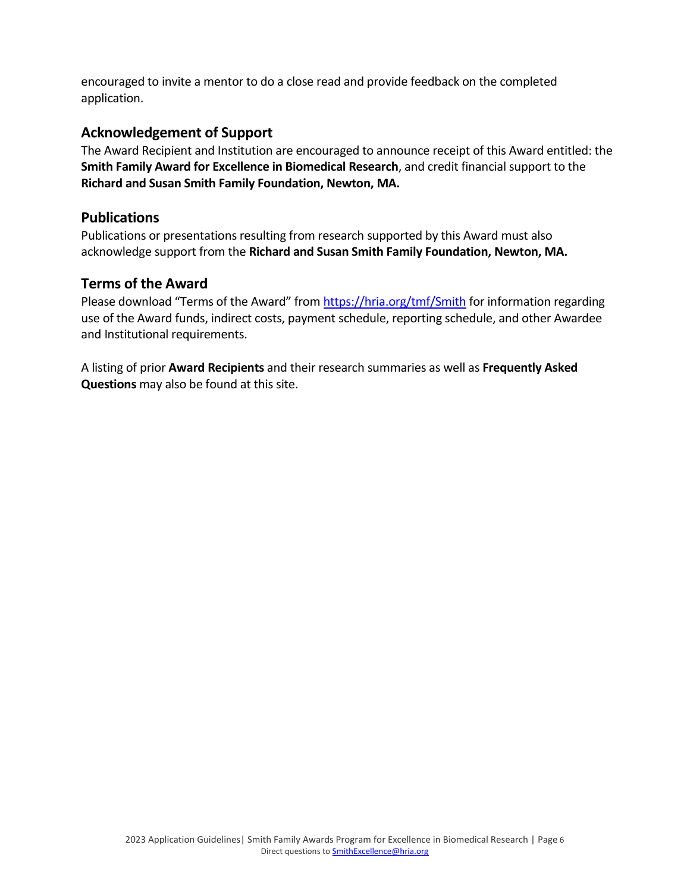encouraged to invite a mentor to do a close read and provide feedback on the completed application.

## Acknowledgement of Support

The Award Recipient and Institution are encouraged to announce receipt of this Award entitled: the **Smith Family Award for Excellence in Biomedical Research**, and credit financial support to the **Richard and Susan Smith Family Foundation, Newton, MA.**

## Publications

Publications or presentations resulting from research supported by this Award must also acknowledge support from the **Richard and Susan Smith Family Foundation, Newton, MA.**

## Terms of the Award

Please download "Terms of the Award" from https://hria.org/tmf/Smith for information regarding use of the Award funds, indirect costs, payment schedule, reporting schedule, and other Awardee and Institutional requirements.

A listing of prior **Award Recipients** and their research summaries as well as **Frequently Asked Questions** may also be found at this site.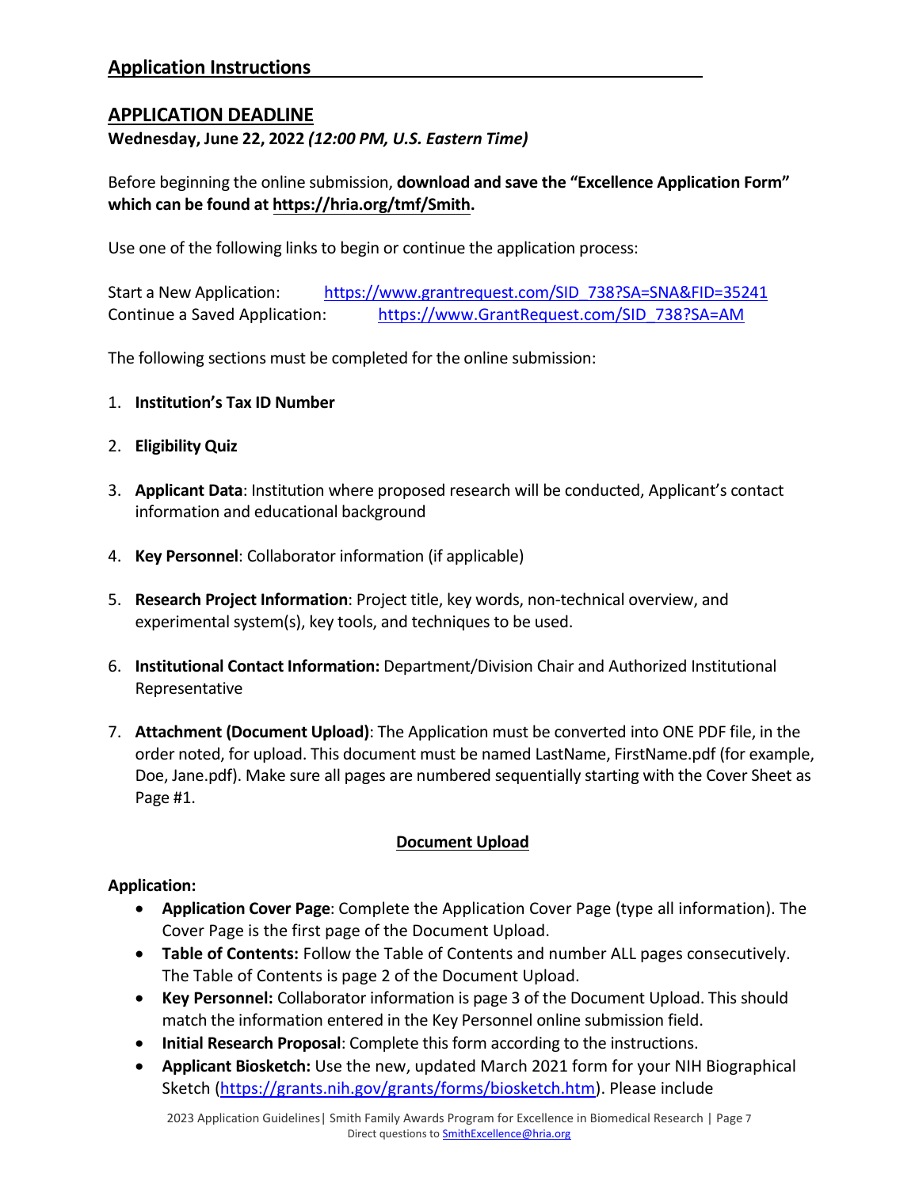## Application Instructions

## APPLICATION DEADLINE

**Wednesday, June 22, 2022** ***(12:00 PM, U.S. Eastern Time)***

Before beginning the online submission, **download and save the "Excellence Application Form" which can be found at https://hria.org/tmf/Smith.**

Use one of the following links to begin or continue the application process:

Start a New Application: https://www.grantrequest.com/SID_738?SA=SNA&FID=35241
Continue a Saved Application: https://www.GrantRequest.com/SID_738?SA=AM

The following sections must be completed for the online submission:

1. **Institution's Tax ID Number**
2. **Eligibility Quiz**
3. **Applicant Data**: Institution where proposed research will be conducted, Applicant's contact information and educational background
4. **Key Personnel**: Collaborator information (if applicable)
5. **Research Project Information**: Project title, key words, non-technical overview, and experimental system(s), key tools, and techniques to be used.
6. **Institutional Contact Information:** Department/Division Chair and Authorized Institutional Representative
7. **Attachment (Document Upload)**: The Application must be converted into ONE PDF file, in the order noted, for upload. This document must be named LastName, FirstName.pdf (for example, Doe, Jane.pdf). Make sure all pages are numbered sequentially starting with the Cover Sheet as Page #1.

### Document Upload

**Application:**

- **Application Cover Page**: Complete the Application Cover Page (type all information). The Cover Page is the first page of the Document Upload.
- **Table of Contents:** Follow the Table of Contents and number ALL pages consecutively. The Table of Contents is page 2 of the Document Upload.
- **Key Personnel:** Collaborator information is page 3 of the Document Upload. This should match the information entered in the Key Personnel online submission field.
- **Initial Research Proposal**: Complete this form according to the instructions.
- **Applicant Biosketch:** Use the new, updated March 2021 form for your NIH Biographical Sketch (https://grants.nih.gov/grants/forms/biosketch.htm). Please include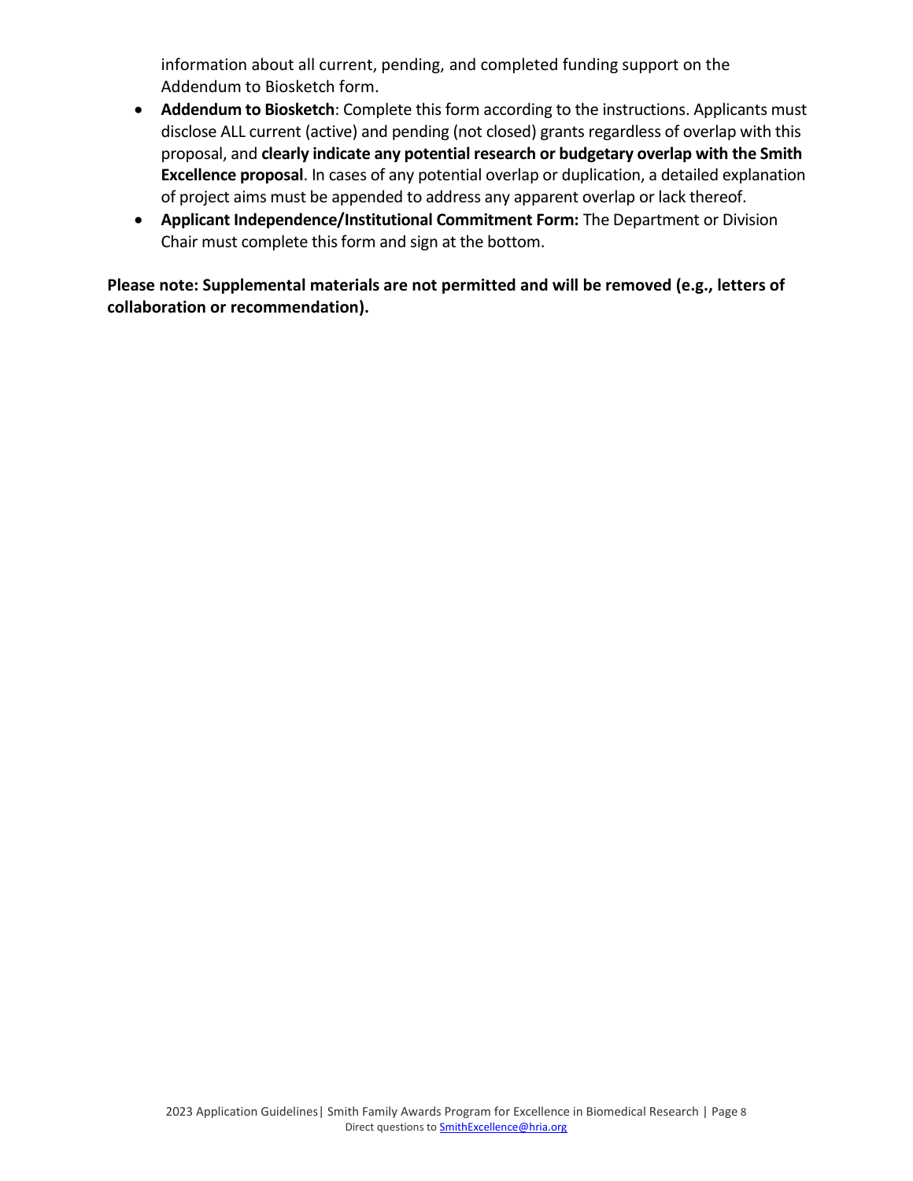information about all current, pending, and completed funding support on the Addendum to Biosketch form.

- **Addendum to Biosketch**: Complete this form according to the instructions. Applicants must disclose ALL current (active) and pending (not closed) grants regardless of overlap with this proposal, and **clearly indicate any potential research or budgetary overlap with the Smith Excellence proposal**. In cases of any potential overlap or duplication, a detailed explanation of project aims must be appended to address any apparent overlap or lack thereof.
- **Applicant Independence/Institutional Commitment Form:** The Department or Division Chair must complete this form and sign at the bottom.

**Please note: Supplemental materials are not permitted and will be removed (e.g., letters of collaboration or recommendation).**